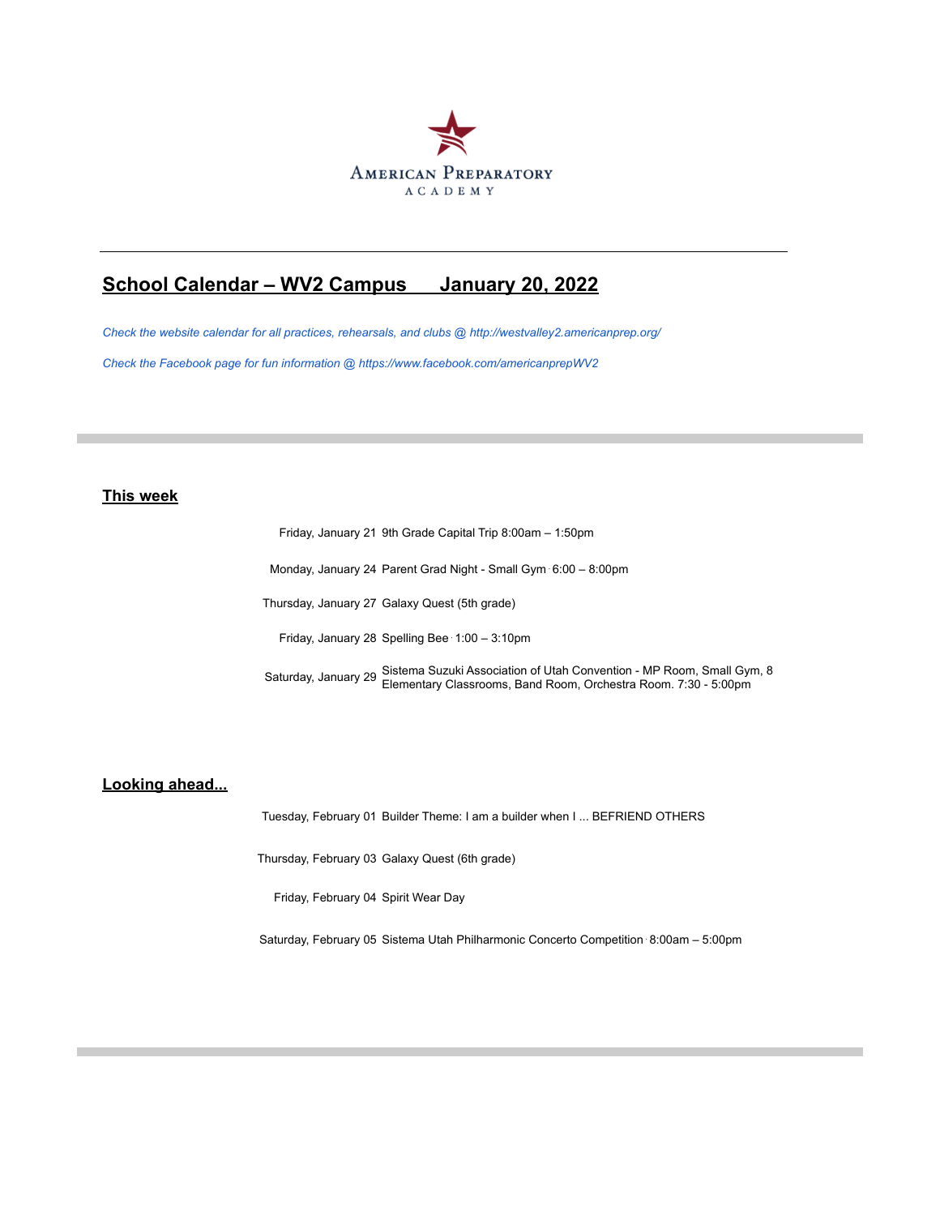AMERICAN PREPARATORY ACADEMY

# School Calendar – WV2 Campus      January 20, 2022

*Check the website calendar for all practices, rehearsals, and clubs @ http://westvalley2.americanprep.org/*

*Check the Facebook page for fun information @ https://www.facebook.com/americanprepWV2*

## This week

| | |
|---|---|
| Friday, January 21 | 9th Grade Capital Trip 8:00am – 1:50pm |
| Monday, January 24 | Parent Grad Night - Small Gym 6:00 – 8:00pm |
| Thursday, January 27 | Galaxy Quest (5th grade) |
| Friday, January 28 | Spelling Bee 1:00 – 3:10pm |
| Saturday, January 29 | Sistema Suzuki Association of Utah Convention - MP Room, Small Gym, 8 Elementary Classrooms, Band Room, Orchestra Room. 7:30 - 5:00pm |

## Looking ahead...

| | |
|---|---|
| Tuesday, February 01 | Builder Theme: I am a builder when I ... BEFRIEND OTHERS |
| Thursday, February 03 | Galaxy Quest (6th grade) |
| Friday, February 04 | Spirit Wear Day |
| Saturday, February 05 | Sistema Utah Philharmonic Concerto Competition 8:00am – 5:00pm |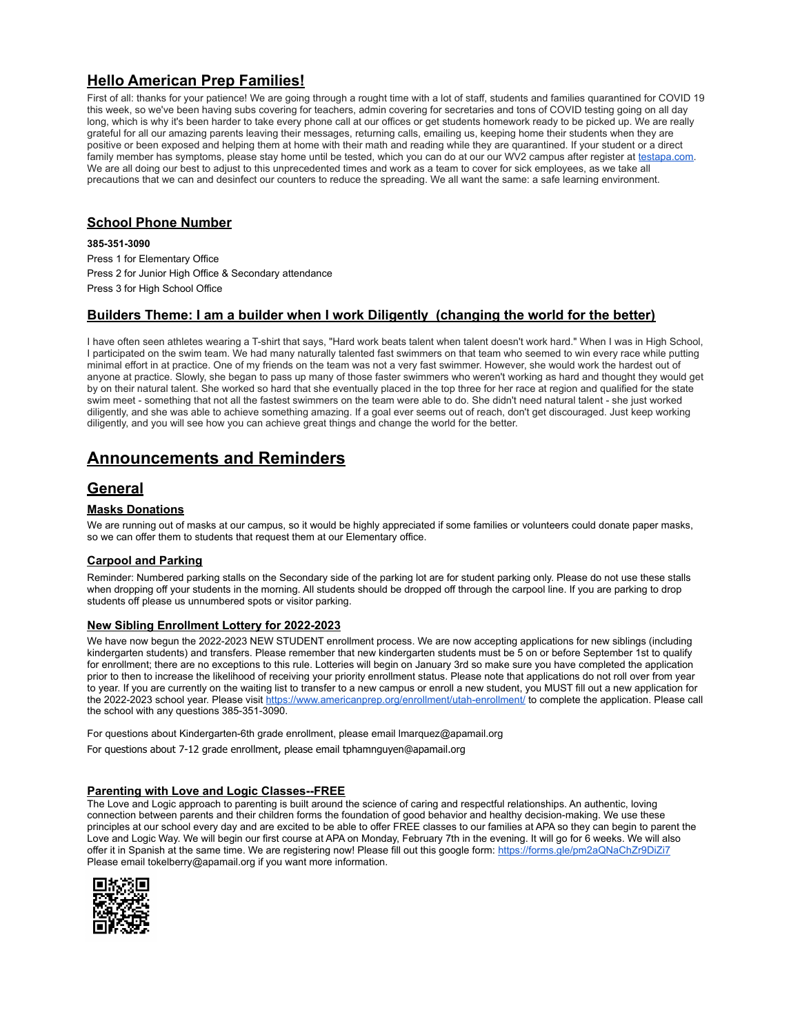## Hello American Prep Families!

First of all: thanks for your patience! We are going through a rought time with a lot of staff, students and families quarantined for COVID 19 this week, so we've been having subs covering for teachers, admin covering for secretaries and tons of COVID testing going on all day long, which is why it's been harder to take every phone call at our offices or get students homework ready to be picked up. We are really grateful for all our amazing parents leaving their messages, returning calls, emailing us, keeping home their students when they are positive or been exposed and helping them at home with their math and reading while they are quarantined. If your student or a direct family member has symptoms, please stay home until be tested, which you can do at our our WV2 campus after register at testapa.com. We are all doing our best to adjust to this unprecedented times and work as a team to cover for sick employees, as we take all precautions that we can and desinfect our counters to reduce the spreading. We all want the same: a safe learning environment.

## School Phone Number

**385-351-3090**

Press 1 for Elementary Office

Press 2 for Junior High Office & Secondary attendance

Press 3 for High School Office

## Builders Theme: I am a builder when I work Diligently (changing the world for the better)

I have often seen athletes wearing a T-shirt that says, "Hard work beats talent when talent doesn't work hard." When I was in High School, I participated on the swim team. We had many naturally talented fast swimmers on that team who seemed to win every race while putting minimal effort in at practice. One of my friends on the team was not a very fast swimmer. However, she would work the hardest out of anyone at practice. Slowly, she began to pass up many of those faster swimmers who weren't working as hard and thought they would get by on their natural talent. She worked so hard that she eventually placed in the top three for her race at region and qualified for the state swim meet - something that not all the fastest swimmers on the team were able to do. She didn't need natural talent - she just worked diligently, and she was able to achieve something amazing. If a goal ever seems out of reach, don't get discouraged. Just keep working diligently, and you will see how you can achieve great things and change the world for the better.

# Announcements and Reminders

## General

### Masks Donations

We are running out of masks at our campus, so it would be highly appreciated if some families or volunteers could donate paper masks, so we can offer them to students that request them at our Elementary office.

### Carpool and Parking

Reminder: Numbered parking stalls on the Secondary side of the parking lot are for student parking only. Please do not use these stalls when dropping off your students in the morning. All students should be dropped off through the carpool line. If you are parking to drop students off please us unnumbered spots or visitor parking.

### New Sibling Enrollment Lottery for 2022-2023

We have now begun the 2022-2023 NEW STUDENT enrollment process. We are now accepting applications for new siblings (including kindergarten students) and transfers. Please remember that new kindergarten students must be 5 on or before September 1st to qualify for enrollment; there are no exceptions to this rule. Lotteries will begin on January 3rd so make sure you have completed the application prior to then to increase the likelihood of receiving your priority enrollment status. Please note that applications do not roll over from year to year. If you are currently on the waiting list to transfer to a new campus or enroll a new student, you MUST fill out a new application for the 2022-2023 school year. Please visit https://www.americanprep.org/enrollment/utah-enrollment/ to complete the application. Please call the school with any questions 385-351-3090.

For questions about Kindergarten-6th grade enrollment, please email lmarquez@apamail.org

For questions about 7-12 grade enrollment, please email tphamnguyen@apamail.org

### Parenting with Love and Logic Classes--FREE

The Love and Logic approach to parenting is built around the science of caring and respectful relationships. An authentic, loving connection between parents and their children forms the foundation of good behavior and healthy decision-making. We use these principles at our school every day and are excited to be able to offer FREE classes to our families at APA so they can begin to parent the Love and Logic Way. We will begin our first course at APA on Monday, February 7th in the evening. It will go for 6 weeks. We will also offer it in Spanish at the same time. We are registering now! Please fill out this google form: https://forms.gle/pm2aQNaChZr9DiZi7
Please email tokelberry@apamail.org if you want more information.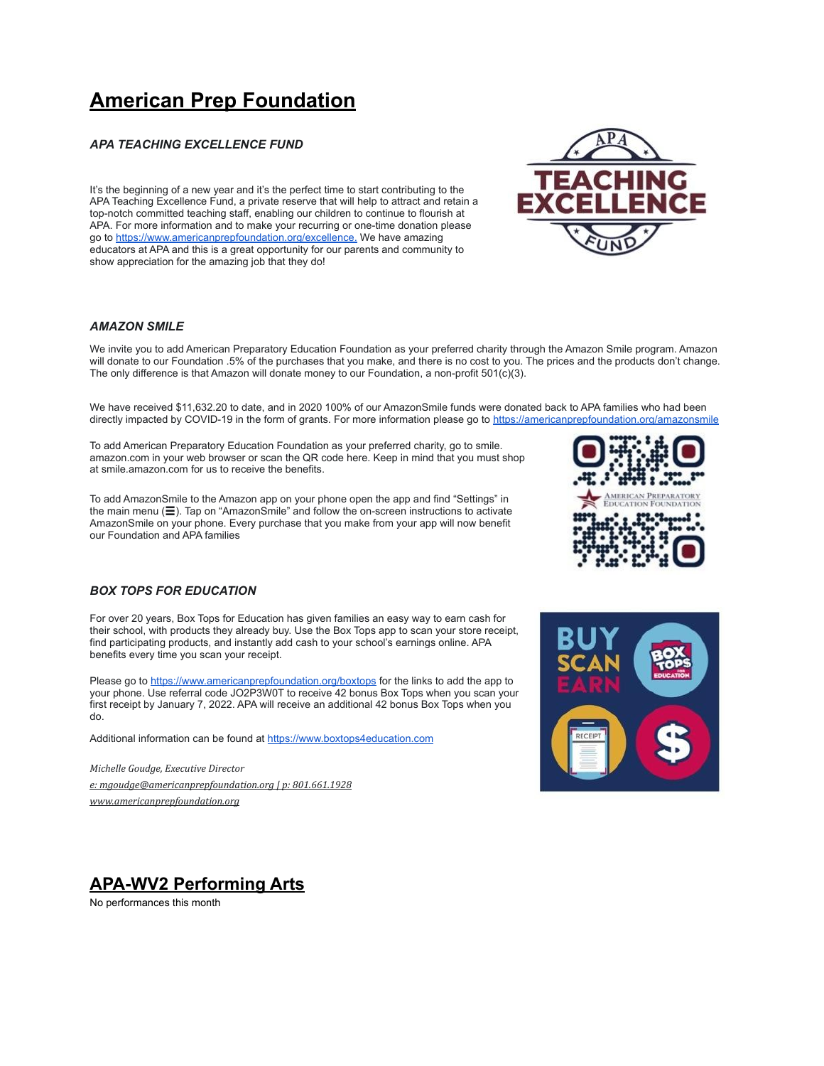# American Prep Foundation

### *APA TEACHING EXCELLENCE FUND*

It's the beginning of a new year and it's the perfect time to start contributing to the APA Teaching Excellence Fund, a private reserve that will help to attract and retain a top-notch committed teaching staff, enabling our children to continue to flourish at APA. For more information and to make your recurring or one-time donation please go to https://www.americanprepfoundation.org/excellence. We have amazing educators at APA and this is a great opportunity for our parents and community to show appreciation for the amazing job that they do!

### *AMAZON SMILE*

We invite you to add American Preparatory Education Foundation as your preferred charity through the Amazon Smile program. Amazon will donate to our Foundation .5% of the purchases that you make, and there is no cost to you. The prices and the products don't change. The only difference is that Amazon will donate money to our Foundation, a non-profit 501(c)(3).

We have received $11,632.20 to date, and in 2020 100% of our AmazonSmile funds were donated back to APA families who had been directly impacted by COVID-19 in the form of grants. For more information please go to https://americanprepfoundation.org/amazonsmile

To add American Preparatory Education Foundation as your preferred charity, go to smile.amazon.com in your web browser or scan the QR code here. Keep in mind that you must shop at smile.amazon.com for us to receive the benefits.

To add AmazonSmile to the Amazon app on your phone open the app and find "Settings" in the main menu (☰). Tap on "AmazonSmile" and follow the on-screen instructions to activate AmazonSmile on your phone. Every purchase that you make from your app will now benefit our Foundation and APA families

### *BOX TOPS FOR EDUCATION*

For over 20 years, Box Tops for Education has given families an easy way to earn cash for their school, with products they already buy. Use the Box Tops app to scan your store receipt, find participating products, and instantly add cash to your school's earnings online. APA benefits every time you scan your receipt.

Please go to https://www.americanprepfoundation.org/boxtops for the links to add the app to your phone. Use referral code JO2P3W0T to receive 42 bonus Box Tops when you scan your first receipt by January 7, 2022. APA will receive an additional 42 bonus Box Tops when you do.

Additional information can be found at https://www.boxtops4education.com

*Michelle Goudge, Executive Director*
*e: mgoudge@americanprepfoundation.org | p: 801.661.1928*
*www.americanprepfoundation.org*

# APA-WV2 Performing Arts

No performances this month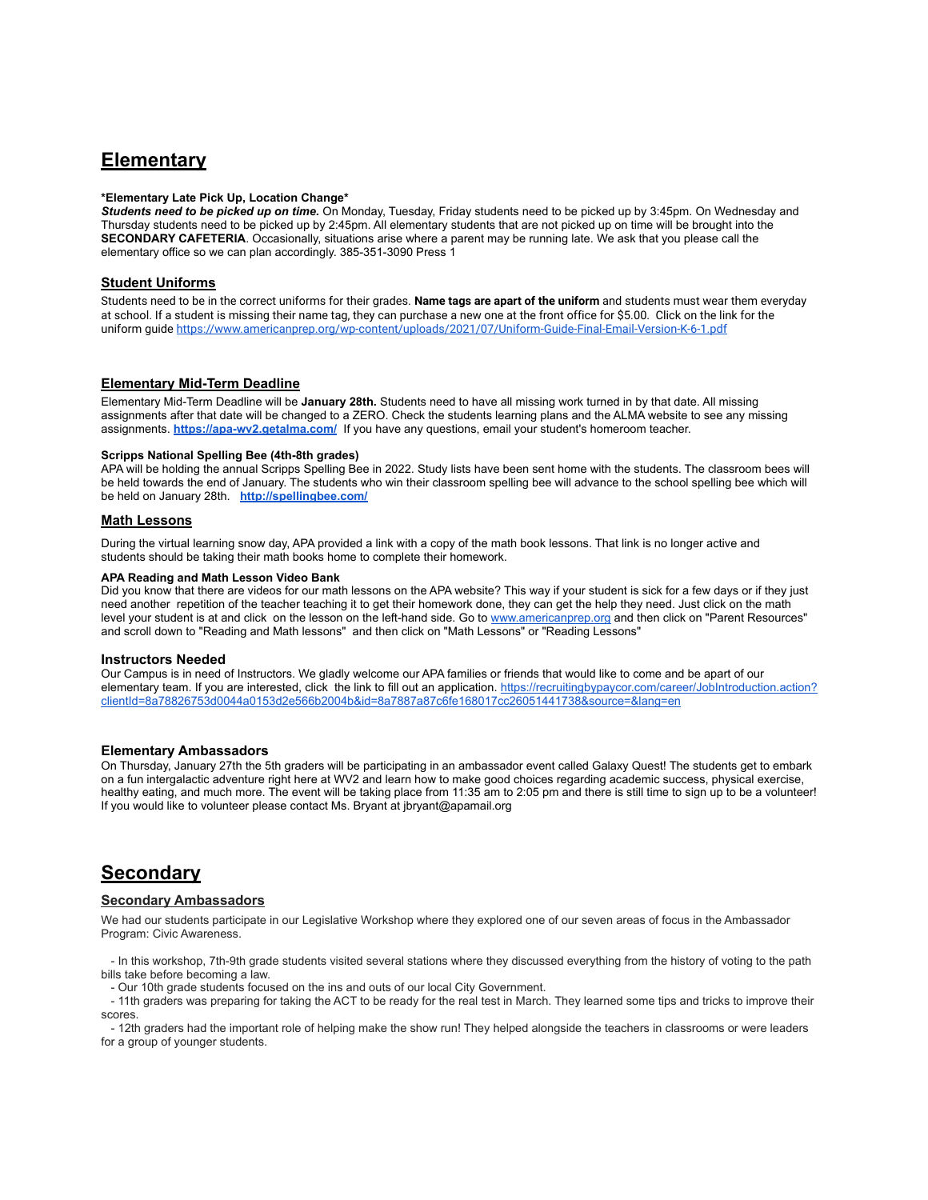# Elementary

**\*Elementary Late Pick Up, Location Change\***

***Students need to be picked up on time.*** On Monday, Tuesday, Friday students need to be picked up by 3:45pm. On Wednesday and Thursday students need to be picked up by 2:45pm. All elementary students that are not picked up on time will be brought into the **SECONDARY CAFETERIA**. Occasionally, situations arise where a parent may be running late. We ask that you please call the elementary office so we can plan accordingly. 385-351-3090 Press 1

## Student Uniforms

Students need to be in the correct uniforms for their grades. **Name tags are apart of the uniform** and students must wear them everyday at school. If a student is missing their name tag, they can purchase a new one at the front office for $5.00. Click on the link for the uniform guide https://www.americanprep.org/wp-content/uploads/2021/07/Uniform-Guide-Final-Email-Version-K-6-1.pdf

## Elementary Mid-Term Deadline

Elementary Mid-Term Deadline will be **January 28th.** Students need to have all missing work turned in by that date. All missing assignments after that date will be changed to a ZERO. Check the students learning plans and the ALMA website to see any missing assignments. **https://apa-wv2.getalma.com/** If you have any questions, email your student's homeroom teacher.

**Scripps National Spelling Bee (4th-8th grades)**

APA will be holding the annual Scripps Spelling Bee in 2022. Study lists have been sent home with the students. The classroom bees will be held towards the end of January. The students who win their classroom spelling bee will advance to the school spelling bee which will be held on January 28th. **http://spellingbee.com/**

## Math Lessons

During the virtual learning snow day, APA provided a link with a copy of the math book lessons. That link is no longer active and students should be taking their math books home to complete their homework.

**APA Reading and Math Lesson Video Bank**

Did you know that there are videos for our math lessons on the APA website? This way if your student is sick for a few days or if they just need another repetition of the teacher teaching it to get their homework done, they can get the help they need. Just click on the math level your student is at and click on the lesson on the left-hand side. Go to www.americanprep.org and then click on "Parent Resources" and scroll down to "Reading and Math lessons" and then click on "Math Lessons" or "Reading Lessons"

### Instructors Needed

Our Campus is in need of Instructors. We gladly welcome our APA families or friends that would like to come and be apart of our elementary team. If you are interested, click the link to fill out an application. https://recruitingbypaycor.com/career/JobIntroduction.action?clientId=8a78826753d0044a0153d2e566b2004b&id=8a7887a87c6fe168017cc26051441738&source=&lang=en

### Elementary Ambassadors

On Thursday, January 27th the 5th graders will be participating in an ambassador event called Galaxy Quest! The students get to embark on a fun intergalactic adventure right here at WV2 and learn how to make good choices regarding academic success, physical exercise, healthy eating, and much more. The event will be taking place from 11:35 am to 2:05 pm and there is still time to sign up to be a volunteer! If you would like to volunteer please contact Ms. Bryant at jbryant@apamail.org

# Secondary

## Secondary Ambassadors

We had our students participate in our Legislative Workshop where they explored one of our seven areas of focus in the Ambassador Program: Civic Awareness.

- In this workshop, 7th-9th grade students visited several stations where they discussed everything from the history of voting to the path bills take before becoming a law.
- Our 10th grade students focused on the ins and outs of our local City Government.
- 11th graders was preparing for taking the ACT to be ready for the real test in March. They learned some tips and tricks to improve their scores.
- 12th graders had the important role of helping make the show run! They helped alongside the teachers in classrooms or were leaders for a group of younger students.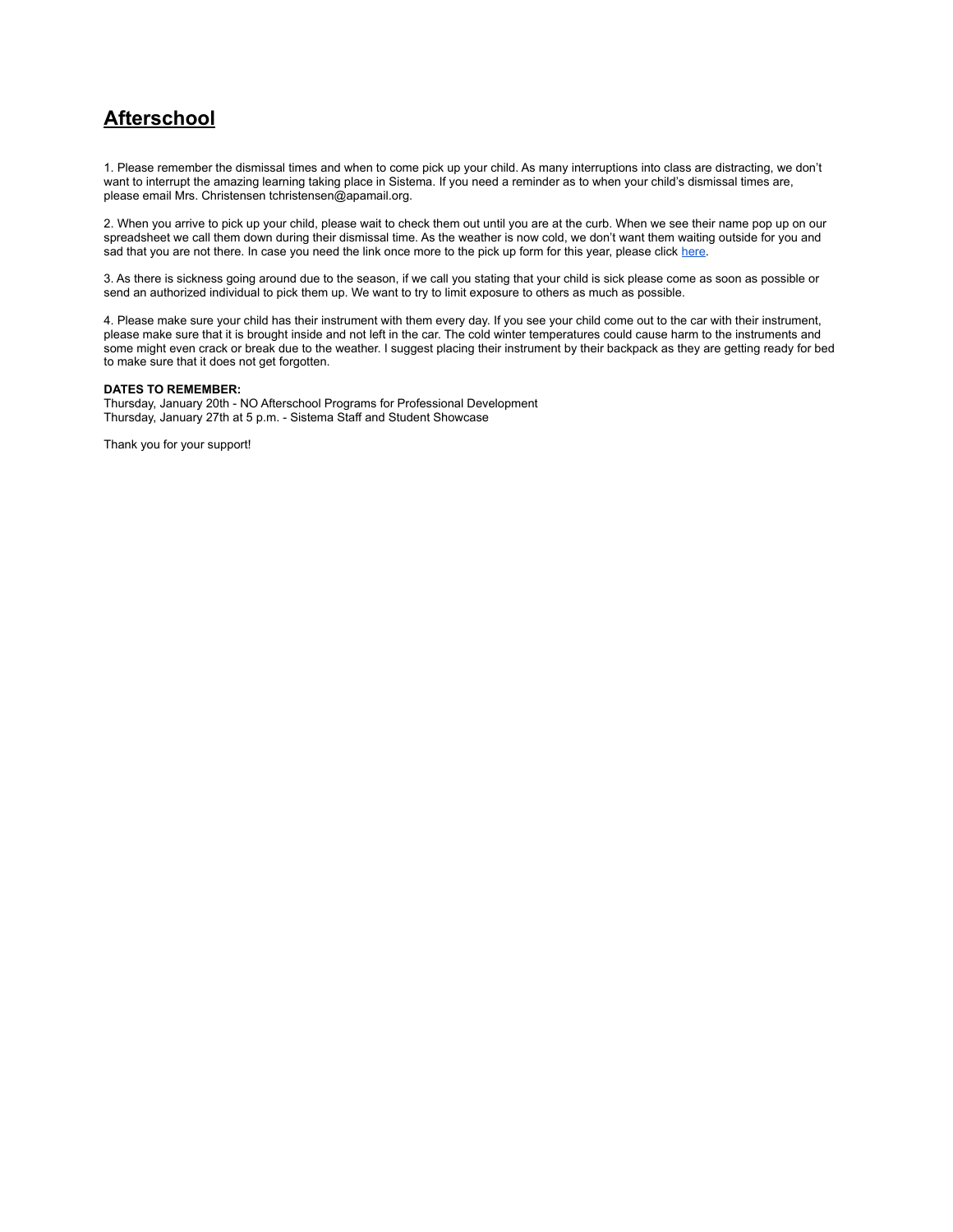## **Afterschool**

1. Please remember the dismissal times and when to come pick up your child. As many interruptions into class are distracting, we don't want to interrupt the amazing learning taking place in Sistema. If you need a reminder as to when your child's dismissal times are, please email Mrs. Christensen tchristensen@apamail.org.

2. When you arrive to pick up your child, please wait to check them out until you are at the curb. When we see their name pop up on our spreadsheet we call them down during their dismissal time. As the weather is now cold, we don't want them waiting outside for you and sad that you are not there. In case you need the link once more to the pick up form for this year, please click here.

3. As there is sickness going around due to the season, if we call you stating that your child is sick please come as soon as possible or send an authorized individual to pick them up. We want to try to limit exposure to others as much as possible.

4. Please make sure your child has their instrument with them every day. If you see your child come out to the car with their instrument, please make sure that it is brought inside and not left in the car. The cold winter temperatures could cause harm to the instruments and some might even crack or break due to the weather. I suggest placing their instrument by their backpack as they are getting ready for bed to make sure that it does not get forgotten.

**DATES TO REMEMBER:**
Thursday, January 20th - NO Afterschool Programs for Professional Development
Thursday, January 27th at 5 p.m. - Sistema Staff and Student Showcase

Thank you for your support!